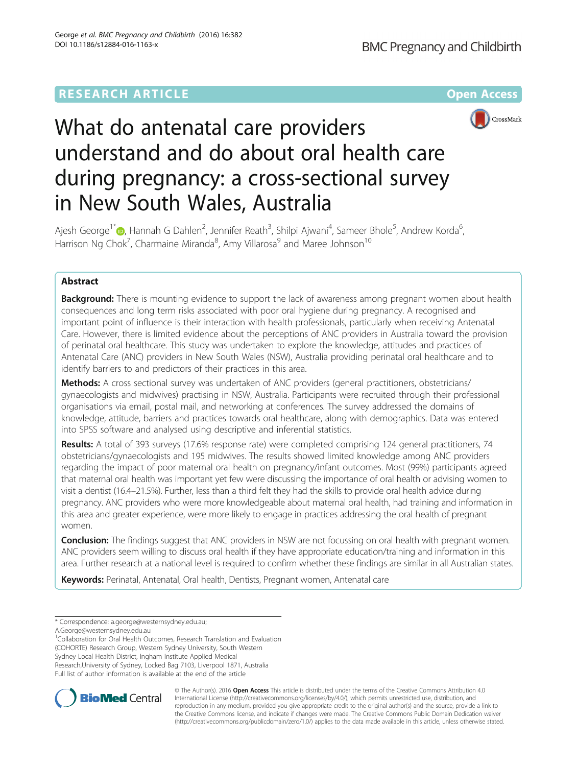RESEARCH ARTICLE

Open Access

# What do antenatal care providers understand and do about oral health care during pregnancy: a cross-sectional survey in New South Wales, Australia

Ajesh George[1*], Hannah G Dahlen[2], Jennifer Reath[3], Shilpi Ajwani[4], Sameer Bhole[5], Andrew Korda[6], Harrison Ng Chok[7], Charmaine Miranda[8], Amy Villarosa[9] and Maree Johnson[10]

## Abstract

**Background:** There is mounting evidence to support the lack of awareness among pregnant women about health consequences and long term risks associated with poor oral hygiene during pregnancy. A recognised and important point of influence is their interaction with health professionals, particularly when receiving Antenatal Care. However, there is limited evidence about the perceptions of ANC providers in Australia toward the provision of perinatal oral healthcare. This study was undertaken to explore the knowledge, attitudes and practices of Antenatal Care (ANC) providers in New South Wales (NSW), Australia providing perinatal oral healthcare and to identify barriers to and predictors of their practices in this area.

**Methods:** A cross sectional survey was undertaken of ANC providers (general practitioners, obstetricians/gynaecologists and midwives) practising in NSW, Australia. Participants were recruited through their professional organisations via email, postal mail, and networking at conferences. The survey addressed the domains of knowledge, attitude, barriers and practices towards oral healthcare, along with demographics. Data was entered into SPSS software and analysed using descriptive and inferential statistics.

**Results:** A total of 393 surveys (17.6% response rate) were completed comprising 124 general practitioners, 74 obstetricians/gynaecologists and 195 midwives. The results showed limited knowledge among ANC providers regarding the impact of poor maternal oral health on pregnancy/infant outcomes. Most (99%) participants agreed that maternal oral health was important yet few were discussing the importance of oral health or advising women to visit a dentist (16.4–21.5%). Further, less than a third felt they had the skills to provide oral health advice during pregnancy. ANC providers who were more knowledgeable about maternal oral health, had training and information in this area and greater experience, were more likely to engage in practices addressing the oral health of pregnant women.

**Conclusion:** The findings suggest that ANC providers in NSW are not focussing on oral health with pregnant women. ANC providers seem willing to discuss oral health if they have appropriate education/training and information in this area. Further research at a national level is required to confirm whether these findings are similar in all Australian states.

**Keywords:** Perinatal, Antenatal, Oral health, Dentists, Pregnant women, Antenatal care

---

\* Correspondence: a.george@westernsydney.edu.au; A.George@westernsydney.edu.au

[1]Collaboration for Oral Health Outcomes, Research Translation and Evaluation (COHORTE) Research Group, Western Sydney University, South Western Sydney Local Health District, Ingham Institute Applied Medical Research,University of Sydney, Locked Bag 7103, Liverpool 1871, Australia

Full list of author information is available at the end of the article

© The Author(s). 2016 **Open Access** This article is distributed under the terms of the Creative Commons Attribution 4.0 International License (http://creativecommons.org/licenses/by/4.0/), which permits unrestricted use, distribution, and reproduction in any medium, provided you give appropriate credit to the original author(s) and the source, provide a link to the Creative Commons license, and indicate if changes were made. The Creative Commons Public Domain Dedication waiver (http://creativecommons.org/publicdomain/zero/1.0/) applies to the data made available in this article, unless otherwise stated.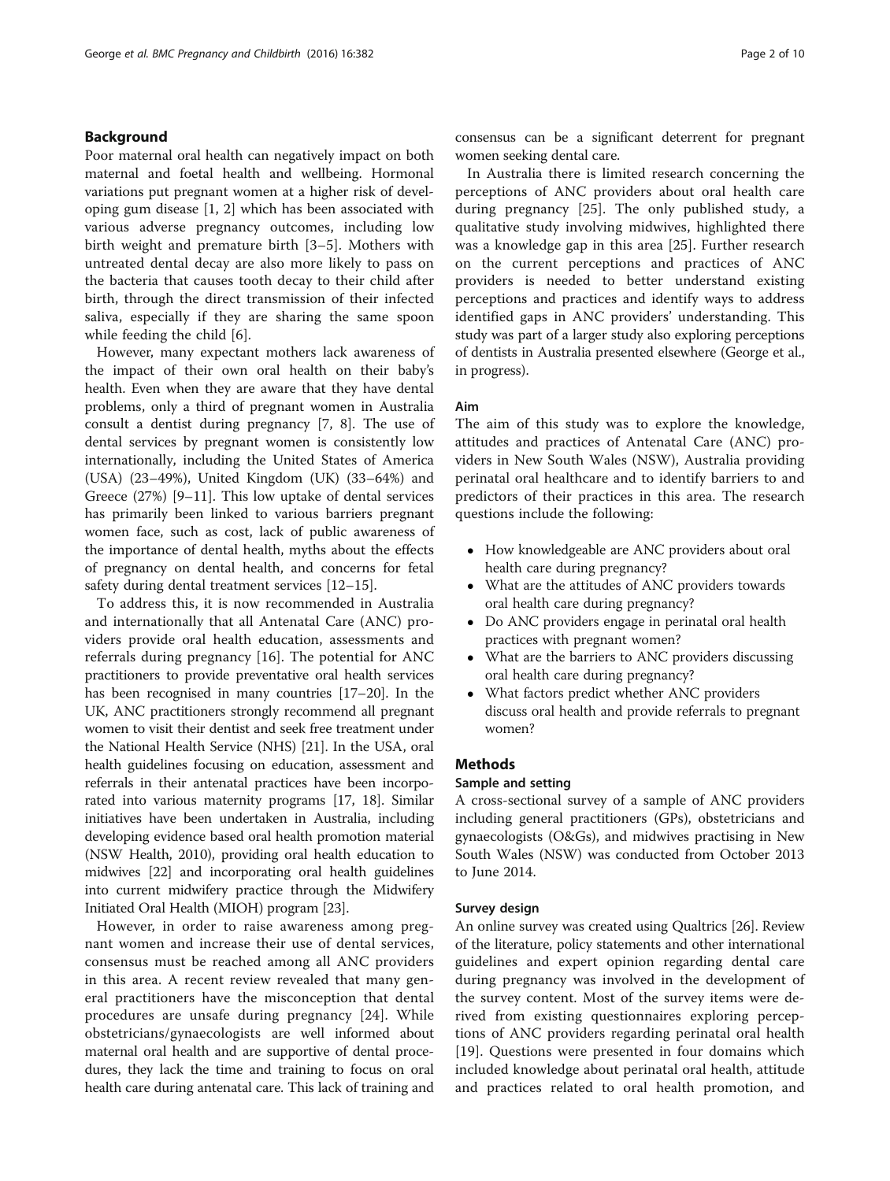## Background

Poor maternal oral health can negatively impact on both maternal and foetal health and wellbeing. Hormonal variations put pregnant women at a higher risk of developing gum disease [1, 2] which has been associated with various adverse pregnancy outcomes, including low birth weight and premature birth [3–5]. Mothers with untreated dental decay are also more likely to pass on the bacteria that causes tooth decay to their child after birth, through the direct transmission of their infected saliva, especially if they are sharing the same spoon while feeding the child [6].

However, many expectant mothers lack awareness of the impact of their own oral health on their baby's health. Even when they are aware that they have dental problems, only a third of pregnant women in Australia consult a dentist during pregnancy [7, 8]. The use of dental services by pregnant women is consistently low internationally, including the United States of America (USA) (23–49%), United Kingdom (UK) (33–64%) and Greece (27%) [9–11]. This low uptake of dental services has primarily been linked to various barriers pregnant women face, such as cost, lack of public awareness of the importance of dental health, myths about the effects of pregnancy on dental health, and concerns for fetal safety during dental treatment services [12–15].

To address this, it is now recommended in Australia and internationally that all Antenatal Care (ANC) providers provide oral health education, assessments and referrals during pregnancy [16]. The potential for ANC practitioners to provide preventative oral health services has been recognised in many countries [17–20]. In the UK, ANC practitioners strongly recommend all pregnant women to visit their dentist and seek free treatment under the National Health Service (NHS) [21]. In the USA, oral health guidelines focusing on education, assessment and referrals in their antenatal practices have been incorporated into various maternity programs [17, 18]. Similar initiatives have been undertaken in Australia, including developing evidence based oral health promotion material (NSW Health, 2010), providing oral health education to midwives [22] and incorporating oral health guidelines into current midwifery practice through the Midwifery Initiated Oral Health (MIOH) program [23].

However, in order to raise awareness among pregnant women and increase their use of dental services, consensus must be reached among all ANC providers in this area. A recent review revealed that many general practitioners have the misconception that dental procedures are unsafe during pregnancy [24]. While obstetricians/gynaecologists are well informed about maternal oral health and are supportive of dental procedures, they lack the time and training to focus on oral health care during antenatal care. This lack of training and consensus can be a significant deterrent for pregnant women seeking dental care.

In Australia there is limited research concerning the perceptions of ANC providers about oral health care during pregnancy [25]. The only published study, a qualitative study involving midwives, highlighted there was a knowledge gap in this area [25]. Further research on the current perceptions and practices of ANC providers is needed to better understand existing perceptions and practices and identify ways to address identified gaps in ANC providers' understanding. This study was part of a larger study also exploring perceptions of dentists in Australia presented elsewhere (George et al., in progress).

### Aim

The aim of this study was to explore the knowledge, attitudes and practices of Antenatal Care (ANC) providers in New South Wales (NSW), Australia providing perinatal oral healthcare and to identify barriers to and predictors of their practices in this area. The research questions include the following:

- How knowledgeable are ANC providers about oral health care during pregnancy?
- What are the attitudes of ANC providers towards oral health care during pregnancy?
- Do ANC providers engage in perinatal oral health practices with pregnant women?
- What are the barriers to ANC providers discussing oral health care during pregnancy?
- What factors predict whether ANC providers discuss oral health and provide referrals to pregnant women?

## Methods

### Sample and setting

A cross-sectional survey of a sample of ANC providers including general practitioners (GPs), obstetricians and gynaecologists (O&Gs), and midwives practising in New South Wales (NSW) was conducted from October 2013 to June 2014.

### Survey design

An online survey was created using Qualtrics [26]. Review of the literature, policy statements and other international guidelines and expert opinion regarding dental care during pregnancy was involved in the development of the survey content. Most of the survey items were derived from existing questionnaires exploring perceptions of ANC providers regarding perinatal oral health [19]. Questions were presented in four domains which included knowledge about perinatal oral health, attitude and practices related to oral health promotion, and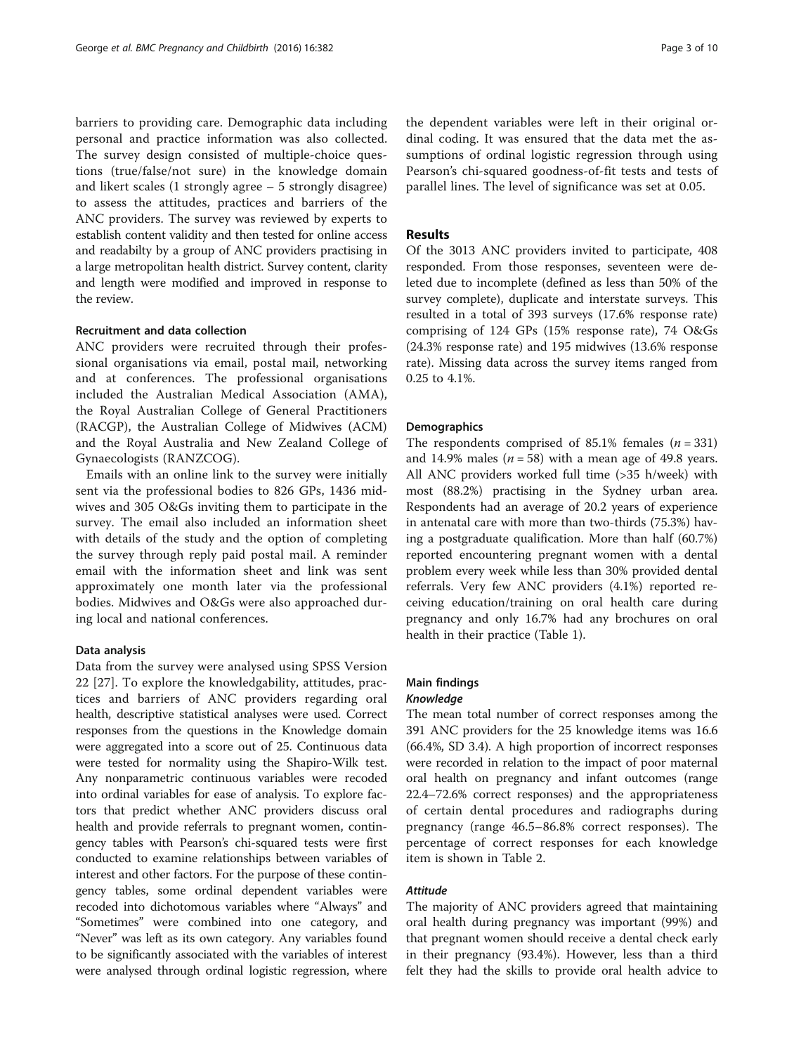barriers to providing care. Demographic data including personal and practice information was also collected. The survey design consisted of multiple-choice questions (true/false/not sure) in the knowledge domain and likert scales (1 strongly agree – 5 strongly disagree) to assess the attitudes, practices and barriers of the ANC providers. The survey was reviewed by experts to establish content validity and then tested for online access and readabilty by a group of ANC providers practising in a large metropolitan health district. Survey content, clarity and length were modified and improved in response to the review.

### Recruitment and data collection

ANC providers were recruited through their professional organisations via email, postal mail, networking and at conferences. The professional organisations included the Australian Medical Association (AMA), the Royal Australian College of General Practitioners (RACGP), the Australian College of Midwives (ACM) and the Royal Australia and New Zealand College of Gynaecologists (RANZCOG).

Emails with an online link to the survey were initially sent via the professional bodies to 826 GPs, 1436 midwives and 305 O&Gs inviting them to participate in the survey. The email also included an information sheet with details of the study and the option of completing the survey through reply paid postal mail. A reminder email with the information sheet and link was sent approximately one month later via the professional bodies. Midwives and O&Gs were also approached during local and national conferences.

### Data analysis

Data from the survey were analysed using SPSS Version 22 [27]. To explore the knowledgability, attitudes, practices and barriers of ANC providers regarding oral health, descriptive statistical analyses were used. Correct responses from the questions in the Knowledge domain were aggregated into a score out of 25. Continuous data were tested for normality using the Shapiro-Wilk test. Any nonparametric continuous variables were recoded into ordinal variables for ease of analysis. To explore factors that predict whether ANC providers discuss oral health and provide referrals to pregnant women, contingency tables with Pearson's chi-squared tests were first conducted to examine relationships between variables of interest and other factors. For the purpose of these contingency tables, some ordinal dependent variables were recoded into dichotomous variables where "Always" and "Sometimes" were combined into one category, and "Never" was left as its own category. Any variables found to be significantly associated with the variables of interest were analysed through ordinal logistic regression, where the dependent variables were left in their original ordinal coding. It was ensured that the data met the assumptions of ordinal logistic regression through using Pearson's chi-squared goodness-of-fit tests and tests of parallel lines. The level of significance was set at 0.05.

## Results

Of the 3013 ANC providers invited to participate, 408 responded. From those responses, seventeen were deleted due to incomplete (defined as less than 50% of the survey complete), duplicate and interstate surveys. This resulted in a total of 393 surveys (17.6% response rate) comprising of 124 GPs (15% response rate), 74 O&Gs (24.3% response rate) and 195 midwives (13.6% response rate). Missing data across the survey items ranged from 0.25 to 4.1%.

### Demographics

The respondents comprised of 85.1% females ($n = 331$) and 14.9% males ($n = 58$) with a mean age of 49.8 years. All ANC providers worked full time (>35 h/week) with most (88.2%) practising in the Sydney urban area. Respondents had an average of 20.2 years of experience in antenatal care with more than two-thirds (75.3%) having a postgraduate qualification. More than half (60.7%) reported encountering pregnant women with a dental problem every week while less than 30% provided dental referrals. Very few ANC providers (4.1%) reported receiving education/training on oral health care during pregnancy and only 16.7% had any brochures on oral health in their practice (Table 1).

### Main findings

#### *Knowledge*

The mean total number of correct responses among the 391 ANC providers for the 25 knowledge items was 16.6 (66.4%, SD 3.4). A high proportion of incorrect responses were recorded in relation to the impact of poor maternal oral health on pregnancy and infant outcomes (range 22.4–72.6% correct responses) and the appropriateness of certain dental procedures and radiographs during pregnancy (range 46.5–86.8% correct responses). The percentage of correct responses for each knowledge item is shown in Table 2.

#### *Attitude*

The majority of ANC providers agreed that maintaining oral health during pregnancy was important (99%) and that pregnant women should receive a dental check early in their pregnancy (93.4%). However, less than a third felt they had the skills to provide oral health advice to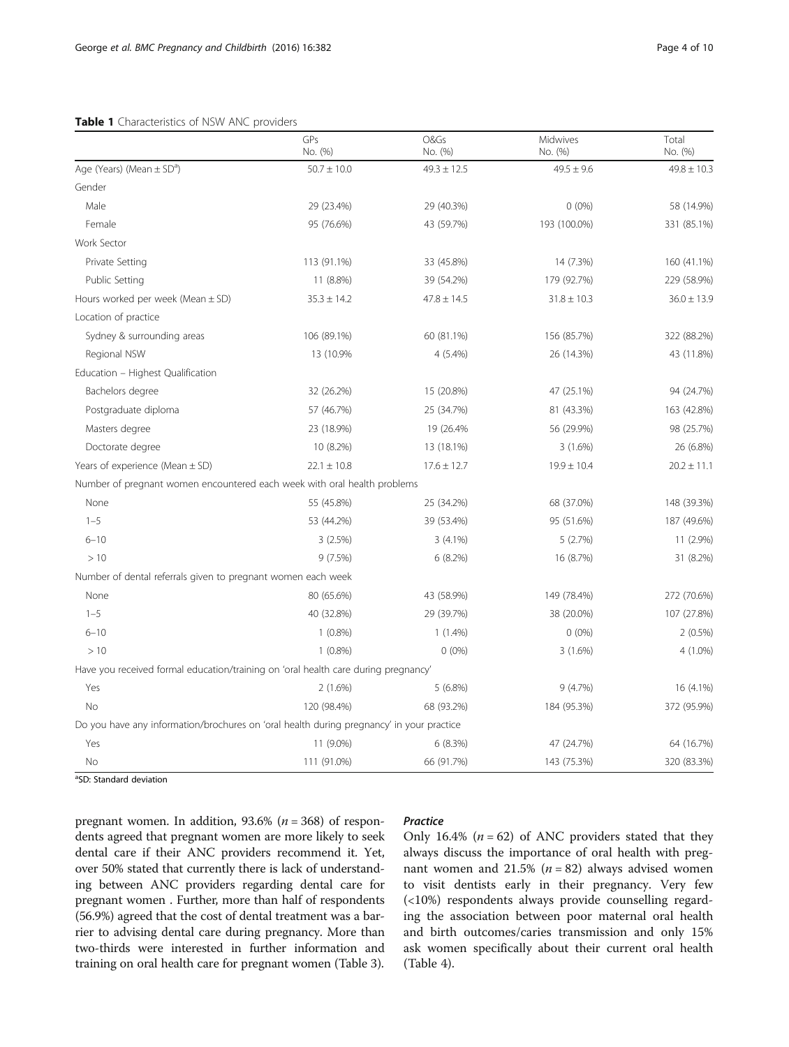**Table 1** Characteristics of NSW ANC providers

| | GPs No. (%) | O&Gs No. (%) | Midwives No. (%) | Total No. (%) |
|---|---|---|---|---|
| Age (Years) (Mean ± SD[a]) | 50.7 ± 10.0 | 49.3 ± 12.5 | 49.5 ± 9.6 | 49.8 ± 10.3 |
| Gender | | | | |
| Male | 29 (23.4%) | 29 (40.3%) | 0 (0%) | 58 (14.9%) |
| Female | 95 (76.6%) | 43 (59.7%) | 193 (100.0%) | 331 (85.1%) |
| Work Sector | | | | |
| Private Setting | 113 (91.1%) | 33 (45.8%) | 14 (7.3%) | 160 (41.1%) |
| Public Setting | 11 (8.8%) | 39 (54.2%) | 179 (92.7%) | 229 (58.9%) |
| Hours worked per week (Mean ± SD) | 35.3 ± 14.2 | 47.8 ± 14.5 | 31.8 ± 10.3 | 36.0 ± 13.9 |
| Location of practice | | | | |
| Sydney & surrounding areas | 106 (89.1%) | 60 (81.1%) | 156 (85.7%) | 322 (88.2%) |
| Regional NSW | 13 (10.9% | 4 (5.4%) | 26 (14.3%) | 43 (11.8%) |
| Education – Highest Qualification | | | | |
| Bachelors degree | 32 (26.2%) | 15 (20.8%) | 47 (25.1%) | 94 (24.7%) |
| Postgraduate diploma | 57 (46.7%) | 25 (34.7%) | 81 (43.3%) | 163 (42.8%) |
| Masters degree | 23 (18.9%) | 19 (26.4% | 56 (29.9%) | 98 (25.7%) |
| Doctorate degree | 10 (8.2%) | 13 (18.1%) | 3 (1.6%) | 26 (6.8%) |
| Years of experience (Mean ± SD) | 22.1 ± 10.8 | 17.6 ± 12.7 | 19.9 ± 10.4 | 20.2 ± 11.1 |
| Number of pregnant women encountered each week with oral health problems | | | | |
| None | 55 (45.8%) | 25 (34.2%) | 68 (37.0%) | 148 (39.3%) |
| 1–5 | 53 (44.2%) | 39 (53.4%) | 95 (51.6%) | 187 (49.6%) |
| 6–10 | 3 (2.5%) | 3 (4.1%) | 5 (2.7%) | 11 (2.9%) |
| > 10 | 9 (7.5%) | 6 (8.2%) | 16 (8.7%) | 31 (8.2%) |
| Number of dental referrals given to pregnant women each week | | | | |
| None | 80 (65.6%) | 43 (58.9%) | 149 (78.4%) | 272 (70.6%) |
| 1–5 | 40 (32.8%) | 29 (39.7%) | 38 (20.0%) | 107 (27.8%) |
| 6–10 | 1 (0.8%) | 1 (1.4%) | 0 (0%) | 2 (0.5%) |
| > 10 | 1 (0.8%) | 0 (0%) | 3 (1.6%) | 4 (1.0%) |
| Have you received formal education/training on 'oral health care during pregnancy' | | | | |
| Yes | 2 (1.6%) | 5 (6.8%) | 9 (4.7%) | 16 (4.1%) |
| No | 120 (98.4%) | 68 (93.2%) | 184 (95.3%) | 372 (95.9%) |
| Do you have any information/brochures on 'oral health during pregnancy' in your practice | | | | |
| Yes | 11 (9.0%) | 6 (8.3%) | 47 (24.7%) | 64 (16.7%) |
| No | 111 (91.0%) | 66 (91.7%) | 143 (75.3%) | 320 (83.3%) |

[a]SD: Standard deviation

pregnant women. In addition, 93.6% ($n = 368$) of respondents agreed that pregnant women are more likely to seek dental care if their ANC providers recommend it. Yet, over 50% stated that currently there is lack of understanding between ANC providers regarding dental care for pregnant women . Further, more than half of respondents (56.9%) agreed that the cost of dental treatment was a barrier to advising dental care during pregnancy. More than two-thirds were interested in further information and training on oral health care for pregnant women (Table 3).

### *Practice*

Only 16.4% ($n = 62$) of ANC providers stated that they always discuss the importance of oral health with pregnant women and 21.5% ($n = 82$) always advised women to visit dentists early in their pregnancy. Very few (<10%) respondents always provide counselling regarding the association between poor maternal oral health and birth outcomes/caries transmission and only 15% ask women specifically about their current oral health (Table 4).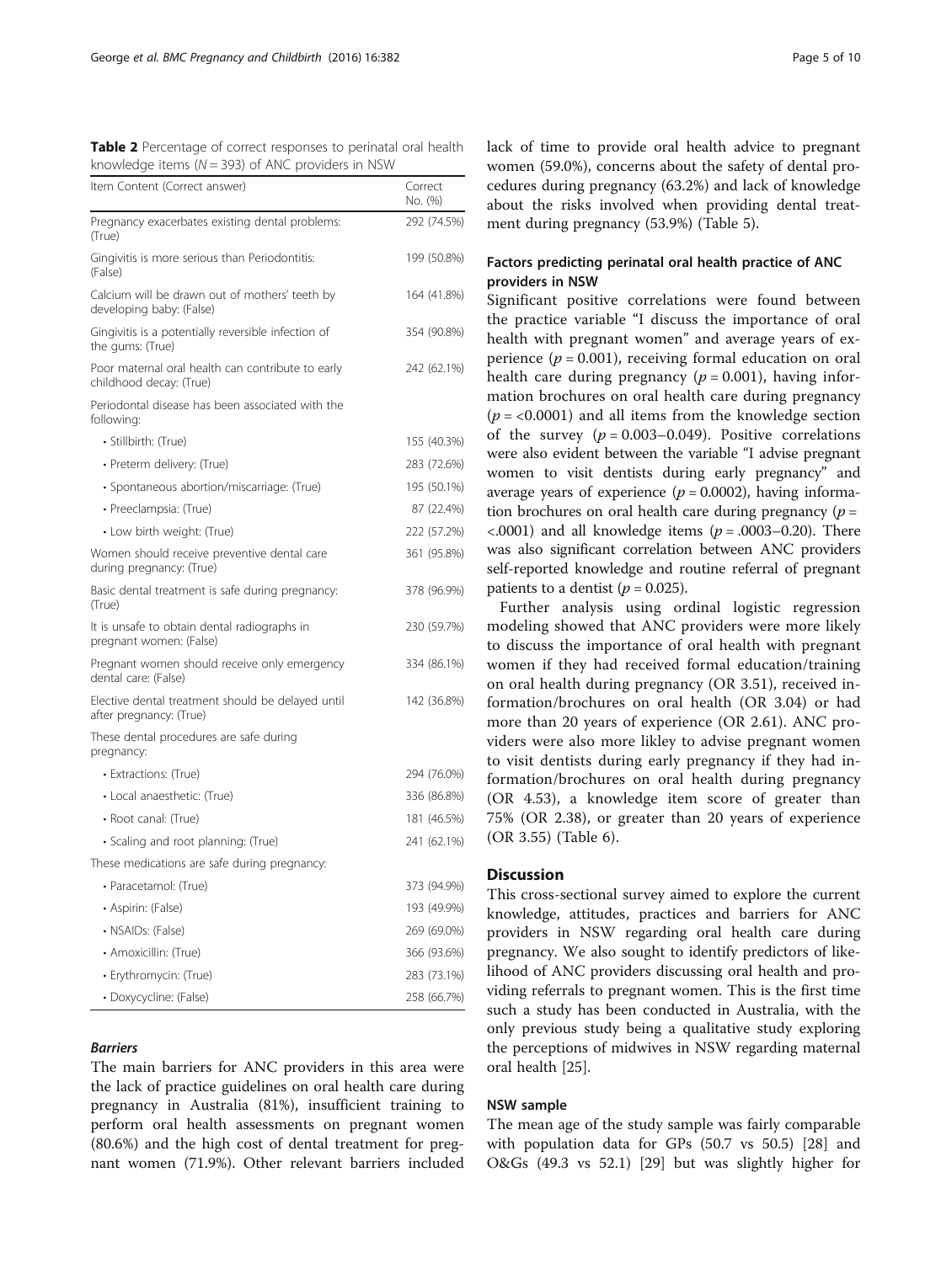**Table 2** Percentage of correct responses to perinatal oral health knowledge items ($N = 393$) of ANC providers in NSW

| Item Content (Correct answer) | Correct No. (%) |
|---|---|
| Pregnancy exacerbates existing dental problems: (True) | 292 (74.5%) |
| Gingivitis is more serious than Periodontitis: (False) | 199 (50.8%) |
| Calcium will be drawn out of mothers' teeth by developing baby: (False) | 164 (41.8%) |
| Gingivitis is a potentially reversible infection of the gums: (True) | 354 (90.8%) |
| Poor maternal oral health can contribute to early childhood decay: (True) | 242 (62.1%) |
| Periodontal disease has been associated with the following: | |
| • Stillbirth: (True) | 155 (40.3%) |
| • Preterm delivery: (True) | 283 (72.6%) |
| • Spontaneous abortion/miscarriage: (True) | 195 (50.1%) |
| • Preeclampsia: (True) | 87 (22.4%) |
| • Low birth weight: (True) | 222 (57.2%) |
| Women should receive preventive dental care during pregnancy: (True) | 361 (95.8%) |
| Basic dental treatment is safe during pregnancy: (True) | 378 (96.9%) |
| It is unsafe to obtain dental radiographs in pregnant women: (False) | 230 (59.7%) |
| Pregnant women should receive only emergency dental care: (False) | 334 (86.1%) |
| Elective dental treatment should be delayed until after pregnancy: (True) | 142 (36.8%) |
| These dental procedures are safe during pregnancy: | |
| • Extractions: (True) | 294 (76.0%) |
| • Local anaesthetic: (True) | 336 (86.8%) |
| • Root canal: (True) | 181 (46.5%) |
| • Scaling and root planning: (True) | 241 (62.1%) |
| These medications are safe during pregnancy: | |
| • Paracetamol: (True) | 373 (94.9%) |
| • Aspirin: (False) | 193 (49.9%) |
| • NSAIDs: (False) | 269 (69.0%) |
| • Amoxicillin: (True) | 366 (93.6%) |
| • Erythromycin: (True) | 283 (73.1%) |
| • Doxycycline: (False) | 258 (66.7%) |

#### *Barriers*

The main barriers for ANC providers in this area were the lack of practice guidelines on oral health care during pregnancy in Australia (81%), insufficient training to perform oral health assessments on pregnant women (80.6%) and the high cost of dental treatment for pregnant women (71.9%). Other relevant barriers included lack of time to provide oral health advice to pregnant women (59.0%), concerns about the safety of dental procedures during pregnancy (63.2%) and lack of knowledge about the risks involved when providing dental treatment during pregnancy (53.9%) (Table 5).

### Factors predicting perinatal oral health practice of ANC providers in NSW

Significant positive correlations were found between the practice variable "I discuss the importance of oral health with pregnant women" and average years of experience ($p = 0.001$), receiving formal education on oral health care during pregnancy ($p = 0.001$), having information brochures on oral health care during pregnancy ($p = <0.0001$) and all items from the knowledge section of the survey ($p = 0.003–0.049$). Positive correlations were also evident between the variable "I advise pregnant women to visit dentists during early pregnancy" and average years of experience ($p = 0.0002$), having information brochures on oral health care during pregnancy ($p = <.0001$) and all knowledge items ($p = .0003–0.20$). There was also significant correlation between ANC providers self-reported knowledge and routine referral of pregnant patients to a dentist ($p = 0.025$).

Further analysis using ordinal logistic regression modeling showed that ANC providers were more likely to discuss the importance of oral health with pregnant women if they had received formal education/training on oral health during pregnancy (OR 3.51), received information/brochures on oral health (OR 3.04) or had more than 20 years of experience (OR 2.61). ANC providers were also more likley to advise pregnant women to visit dentists during early pregnancy if they had information/brochures on oral health during pregnancy (OR 4.53), a knowledge item score of greater than 75% (OR 2.38), or greater than 20 years of experience (OR 3.55) (Table 6).

## Discussion

This cross-sectional survey aimed to explore the current knowledge, attitudes, practices and barriers for ANC providers in NSW regarding oral health care during pregnancy. We also sought to identify predictors of likelihood of ANC providers discussing oral health and providing referrals to pregnant women. This is the first time such a study has been conducted in Australia, with the only previous study being a qualitative study exploring the perceptions of midwives in NSW regarding maternal oral health [25].

### NSW sample

The mean age of the study sample was fairly comparable with population data for GPs (50.7 vs 50.5) [28] and O&Gs (49.3 vs 52.1) [29] but was slightly higher for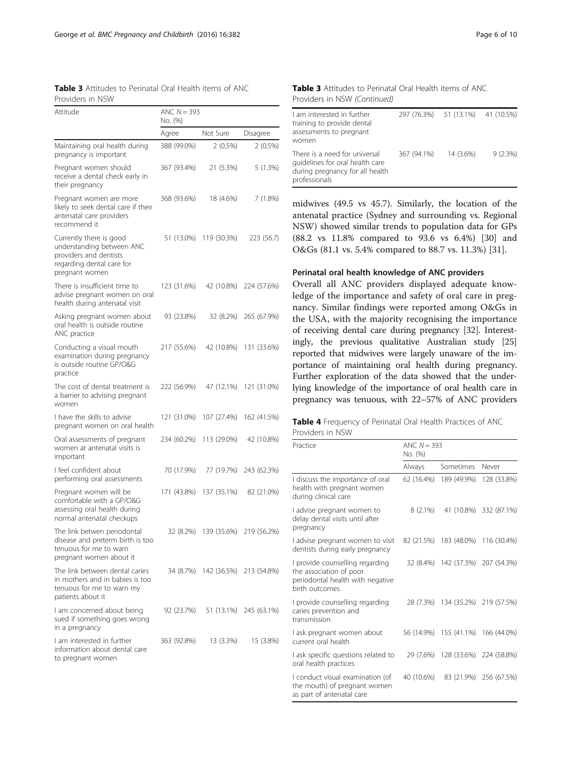**Table 3** Attitudes to Perinatal Oral Health items of ANC Providers in NSW

| Attitude | ANC $N = 393$ No. (%) | | |
|---|---|---|---|
| | Agree | Not Sure | Disagree |
| Maintaining oral health during pregnancy is important | 388 (99.0%) | 2 (0.5%) | 2 (0.5%) |
| Pregnant women should receive a dental check early in their pregnancy | 367 (93.4%) | 21 (5.3%) | 5 (1.3%) |
| Pregnant women are more likely to seek dental care if their antenatal care providers recommend it | 368 (93.6%) | 18 (4.6%) | 7 (1.8%) |
| Currently there is good understanding between ANC providers and dentists regarding dental care for pregnant women | 51 (13.0%) | 119 (30.3%) | 223 (56.7) |
| There is insufficient time to advise pregnant women on oral health during antenatal visit | 123 (31.6%) | 42 (10.8%) | 224 (57.6%) |
| Asking pregnant women about oral health is outside routine ANC practice | 93 (23.8%) | 32 (8.2%) | 265 (67.9%) |
| Conducting a visual mouth examination during pregnancy is outside routine GP/O&G practice | 217 (55.6%) | 42 (10.8%) | 131 (33.6%) |
| The cost of dental treatment is a barrier to advising pregnant women | 222 (56.9%) | 47 (12.1%) | 121 (31.0%) |
| I have the skills to advise pregnant women on oral health | 121 (31.0%) | 107 (27.4%) | 162 (41.5%) |
| Oral assessments of pregnant women at antenatal visits is important | 234 (60.2%) | 113 (29.0%) | 42 (10.8%) |
| I feel confident about performing oral assessments | 70 (17.9%) | 77 (19.7%) | 243 (62.3%) |
| Pregnant women will be comfortable with a GP/O&G assessing oral health during normal antenatal checkups | 171 (43.8%) | 137 (35.1%) | 82 (21.0%) |
| The link betwen periodontal disease and preterm birth is too tenuous for me to warn pregnant women about it | 32 (8.2%) | 139 (35.6%) | 219 (56.2%) |
| The link between dental caries in mothers and in babies is too tenuous for me to warn my patients about it | 34 (8.7%) | 142 (36.5%) | 213 (54.8%) |
| I am concerned about being sued if something goes wrong in a pregnancy | 92 (23.7%) | 51 (13.1%) | 245 (63.1%) |
| I am interested in further information about dental care to pregnant women | 363 (92.8%) | 13 (3.3%) | 15 (3.8%) |
| I am interested in further training to provide dental assessments to pregnant women | 297 (76.3%) | 51 (13.1%) | 41 (10.5%) |
| There is a need for universal guidelines for oral health care during pregnancy for all health professionals | 367 (94.1%) | 14 (3.6%) | 9 (2.3%) |

midwives (49.5 vs 45.7). Similarly, the location of the antenatal practice (Sydney and surrounding vs. Regional NSW) showed similar trends to population data for GPs (88.2 vs 11.8% compared to 93.6 vs 6.4%) [30] and O&Gs (81.1 vs. 5.4% compared to 88.7 vs. 11.3%) [31].

### Perinatal oral health knowledge of ANC providers

Overall all ANC providers displayed adequate knowledge of the importance and safety of oral care in pregnancy. Similar findings were reported among O&Gs in the USA, with the majority recognising the importance of receiving dental care during pregnancy [32]. Interestingly, the previous qualitative Australian study [25] reported that midwives were largely unaware of the importance of maintaining oral health during pregnancy. Further exploration of the data showed that the underlying knowledge of the importance of oral health care in pregnancy was tenuous, with 22–57% of ANC providers

**Table 4** Frequency of Perinatal Oral Health Practices of ANC Providers in NSW

| Practice | ANC $N = 393$ No. (%) | | |
|---|---|---|---|
| | Always | Sometimes | Never |
| I discuss the importance of oral health with pregnant women during clinical care | 62 (16.4%) | 189 (49.9%) | 128 (33.8%) |
| I advise pregnant women to delay dental visits until after pregnancy | 8 (2.1%) | 41 (10.8%) | 332 (87.1%) |
| I advise pregnant women to visit dentists during early pregnancy | 82 (21.5%) | 183 (48.0%) | 116 (30.4%) |
| I provide counselling regarding the association of poor periodontal health with negative birth outcomes | 32 (8.4%) | 142 (37.3%) | 207 (54.3%) |
| I provide counselling regarding caries prevention and transmission | 28 (7.3%) | 134 (35.2%) | 219 (57.5%) |
| I ask pregnant women about current oral health | 56 (14.9%) | 155 (41.1%) | 166 (44.0%) |
| I ask specific questions related to oral health practices | 29 (7.6%) | 128 (33.6%) | 224 (58.8%) |
| I conduct visual examination (of the mouth) of pregnant women as part of antenatal care | 40 (10.6%) | 83 (21.9%) | 256 (67.5%) |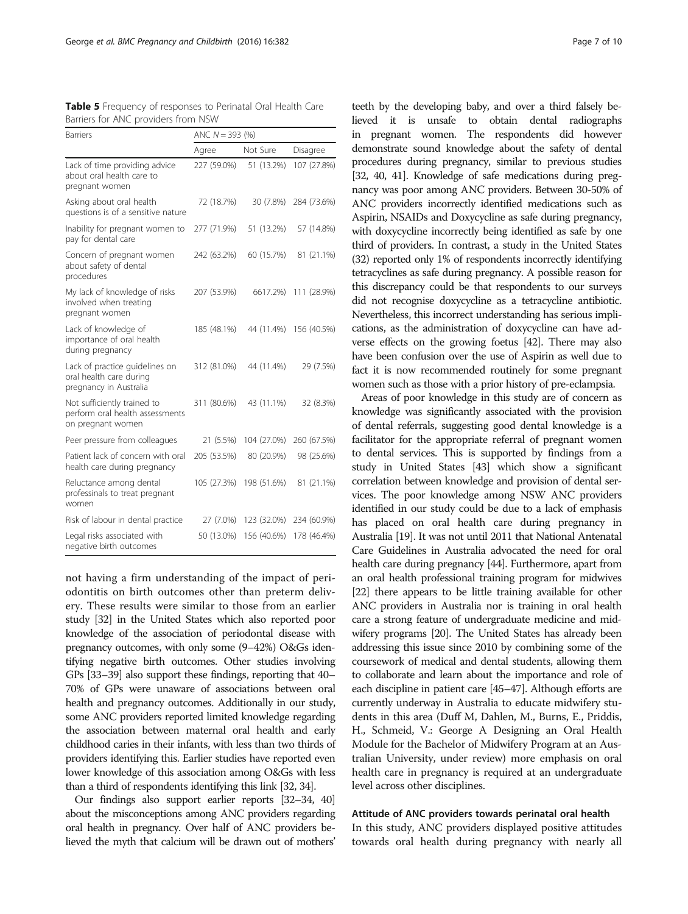**Table 5** Frequency of responses to Perinatal Oral Health Care Barriers for ANC providers from NSW

| Barriers | ANC $N = 393$ (%) | | |
|---|---|---|---|
| | Agree | Not Sure | Disagree |
| Lack of time providing advice about oral health care to pregnant women | 227 (59.0%) | 51 (13.2%) | 107 (27.8%) |
| Asking about oral health questions is of a sensitive nature | 72 (18.7%) | 30 (7.8%) | 284 (73.6%) |
| Inability for pregnant women to pay for dental care | 277 (71.9%) | 51 (13.2%) | 57 (14.8%) |
| Concern of pregnant women about safety of dental procedures | 242 (63.2%) | 60 (15.7%) | 81 (21.1%) |
| My lack of knowledge of risks involved when treating pregnant women | 207 (53.9%) | 6617.2%) | 111 (28.9%) |
| Lack of knowledge of importance of oral health during pregnancy | 185 (48.1%) | 44 (11.4%) | 156 (40.5%) |
| Lack of practice guidelines on oral health care during pregnancy in Australia | 312 (81.0%) | 44 (11.4%) | 29 (7.5%) |
| Not sufficiently trained to perform oral health assessments on pregnant women | 311 (80.6%) | 43 (11.1%) | 32 (8.3%) |
| Peer pressure from colleagues | 21 (5.5%) | 104 (27.0%) | 260 (67.5%) |
| Patient lack of concern with oral health care during pregnancy | 205 (53.5%) | 80 (20.9%) | 98 (25.6%) |
| Reluctance among dental professionals to treat pregnant women | 105 (27.3%) | 198 (51.6%) | 81 (21.1%) |
| Risk of labour in dental practice | 27 (7.0%) | 123 (32.0%) | 234 (60.9%) |
| Legal risks associated with negative birth outcomes | 50 (13.0%) | 156 (40.6%) | 178 (46.4%) |

not having a firm understanding of the impact of periodontitis on birth outcomes other than preterm delivery. These results were similar to those from an earlier study [32] in the United States which also reported poor knowledge of the association of periodontal disease with pregnancy outcomes, with only some (9–42%) O&Gs identifying negative birth outcomes. Other studies involving GPs [33–39] also support these findings, reporting that 40–70% of GPs were unaware of associations between oral health and pregnancy outcomes. Additionally in our study, some ANC providers reported limited knowledge regarding the association between maternal oral health and early childhood caries in their infants, with less than two thirds of providers identifying this. Earlier studies have reported even lower knowledge of this association among O&Gs with less than a third of respondents identifying this link [32, 34].

Our findings also support earlier reports [32–34, 40] about the misconceptions among ANC providers regarding oral health in pregnancy. Over half of ANC providers believed the myth that calcium will be drawn out of mothers' teeth by the developing baby, and over a third falsely believed it is unsafe to obtain dental radiographs in pregnant women. The respondents did however demonstrate sound knowledge about the safety of dental procedures during pregnancy, similar to previous studies [32, 40, 41]. Knowledge of safe medications during pregnancy was poor among ANC providers. Between 30-50% of ANC providers incorrectly identified medications such as Aspirin, NSAIDs and Doxycycline as safe during pregnancy, with doxycycline incorrectly being identified as safe by one third of providers. In contrast, a study in the United States (32) reported only 1% of respondents incorrectly identifying tetracyclines as safe during pregnancy. A possible reason for this discrepancy could be that respondents to our surveys did not recognise doxycycline as a tetracycline antibiotic. Nevertheless, this incorrect understanding has serious implications, as the administration of doxycycline can have adverse effects on the growing foetus [42]. There may also have been confusion over the use of Aspirin as well due to fact it is now recommended routinely for some pregnant women such as those with a prior history of pre-eclampsia.

Areas of poor knowledge in this study are of concern as knowledge was significantly associated with the provision of dental referrals, suggesting good dental knowledge is a facilitator for the appropriate referral of pregnant women to dental services. This is supported by findings from a study in United States [43] which show a significant correlation between knowledge and provision of dental services. The poor knowledge among NSW ANC providers identified in our study could be due to a lack of emphasis has placed on oral health care during pregnancy in Australia [19]. It was not until 2011 that National Antenatal Care Guidelines in Australia advocated the need for oral health care during pregnancy [44]. Furthermore, apart from an oral health professional training program for midwives [22] there appears to be little training available for other ANC providers in Australia nor is training in oral health care a strong feature of undergraduate medicine and midwifery programs [20]. The United States has already been addressing this issue since 2010 by combining some of the coursework of medical and dental students, allowing them to collaborate and learn about the importance and role of each discipline in patient care [45–47]. Although efforts are currently underway in Australia to educate midwifery students in this area (Duff M, Dahlen, M., Burns, E., Priddis, H., Schmeid, V.: George A Designing an Oral Health Module for the Bachelor of Midwifery Program at an Australian University, under review) more emphasis on oral health care in pregnancy is required at an undergraduate level across other disciplines.

#### Attitude of ANC providers towards perinatal oral health

In this study, ANC providers displayed positive attitudes towards oral health during pregnancy with nearly all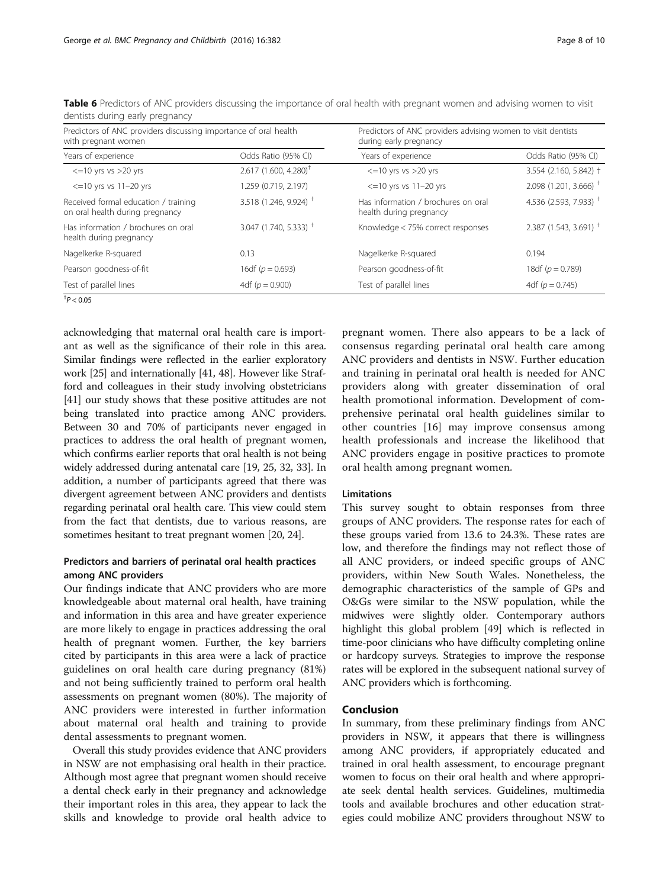**Table 6** Predictors of ANC providers discussing the importance of oral health with pregnant women and advising women to visit dentists during early pregnancy

| Predictors of ANC providers discussing importance of oral health with pregnant women | | Predictors of ANC providers advising women to visit dentists during early pregnancy | |
|---|---|---|---|
| Years of experience | Odds Ratio (95% CI) | Years of experience | Odds Ratio (95% CI) |
| <=10 yrs vs >20 yrs | 2.617 (1.600, 4.280)[†] | <=10 yrs vs >20 yrs | 3.554 (2.160, 5.842) † |
| <=10 yrs vs 11–20 yrs | 1.259 (0.719, 2.197) | <=10 yrs vs 11–20 yrs | 2.098 (1.201, 3.666) [†] |
| Received formal education / training on oral health during pregnancy | 3.518 (1.246, 9.924) [†] | Has information / brochures on oral health during pregnancy | 4.536 (2.593, 7.933) [†] |
| Has information / brochures on oral health during pregnancy | 3.047 (1.740, 5.333) [†] | Knowledge < 75% correct responses | 2.387 (1.543, 3.691) [†] |
| Nagelkerke R-squared | 0.13 | Nagelkerke R-squared | 0.194 |
| Pearson goodness-of-fit | 16df ($p = 0.693$) | Pearson goodness-of-fit | 18df ($p = 0.789$) |
| Test of parallel lines | 4df ($p = 0.900$) | Test of parallel lines | 4df ($p = 0.745$) |

[†]$P < 0.05$

acknowledging that maternal oral health care is important as well as the significance of their role in this area. Similar findings were reflected in the earlier exploratory work [25] and internationally [41, 48]. However like Strafford and colleagues in their study involving obstetricians [41] our study shows that these positive attitudes are not being translated into practice among ANC providers. Between 30 and 70% of participants never engaged in practices to address the oral health of pregnant women, which confirms earlier reports that oral health is not being widely addressed during antenatal care [19, 25, 32, 33]. In addition, a number of participants agreed that there was divergent agreement between ANC providers and dentists regarding perinatal oral health care. This view could stem from the fact that dentists, due to various reasons, are sometimes hesitant to treat pregnant women [20, 24].

### Predictors and barriers of perinatal oral health practices among ANC providers

Our findings indicate that ANC providers who are more knowledgeable about maternal oral health, have training and information in this area and have greater experience are more likely to engage in practices addressing the oral health of pregnant women. Further, the key barriers cited by participants in this area were a lack of practice guidelines on oral health care during pregnancy (81%) and not being sufficiently trained to perform oral health assessments on pregnant women (80%). The majority of ANC providers were interested in further information about maternal oral health and training to provide dental assessments to pregnant women.

Overall this study provides evidence that ANC providers in NSW are not emphasising oral health in their practice. Although most agree that pregnant women should receive a dental check early in their pregnancy and acknowledge their important roles in this area, they appear to lack the skills and knowledge to provide oral health advice to pregnant women. There also appears to be a lack of consensus regarding perinatal oral health care among ANC providers and dentists in NSW. Further education and training in perinatal oral health is needed for ANC providers along with greater dissemination of oral health promotional information. Development of comprehensive perinatal oral health guidelines similar to other countries [16] may improve consensus among health professionals and increase the likelihood that ANC providers engage in positive practices to promote oral health among pregnant women.

### Limitations

This survey sought to obtain responses from three groups of ANC providers. The response rates for each of these groups varied from 13.6 to 24.3%. These rates are low, and therefore the findings may not reflect those of all ANC providers, or indeed specific groups of ANC providers, within New South Wales. Nonetheless, the demographic characteristics of the sample of GPs and O&Gs were similar to the NSW population, while the midwives were slightly older. Contemporary authors highlight this global problem [49] which is reflected in time-poor clinicians who have difficulty completing online or hardcopy surveys. Strategies to improve the response rates will be explored in the subsequent national survey of ANC providers which is forthcoming.

## Conclusion

In summary, from these preliminary findings from ANC providers in NSW, it appears that there is willingness among ANC providers, if appropriately educated and trained in oral health assessment, to encourage pregnant women to focus on their oral health and where appropriate seek dental health services. Guidelines, multimedia tools and available brochures and other education strategies could mobilize ANC providers throughout NSW to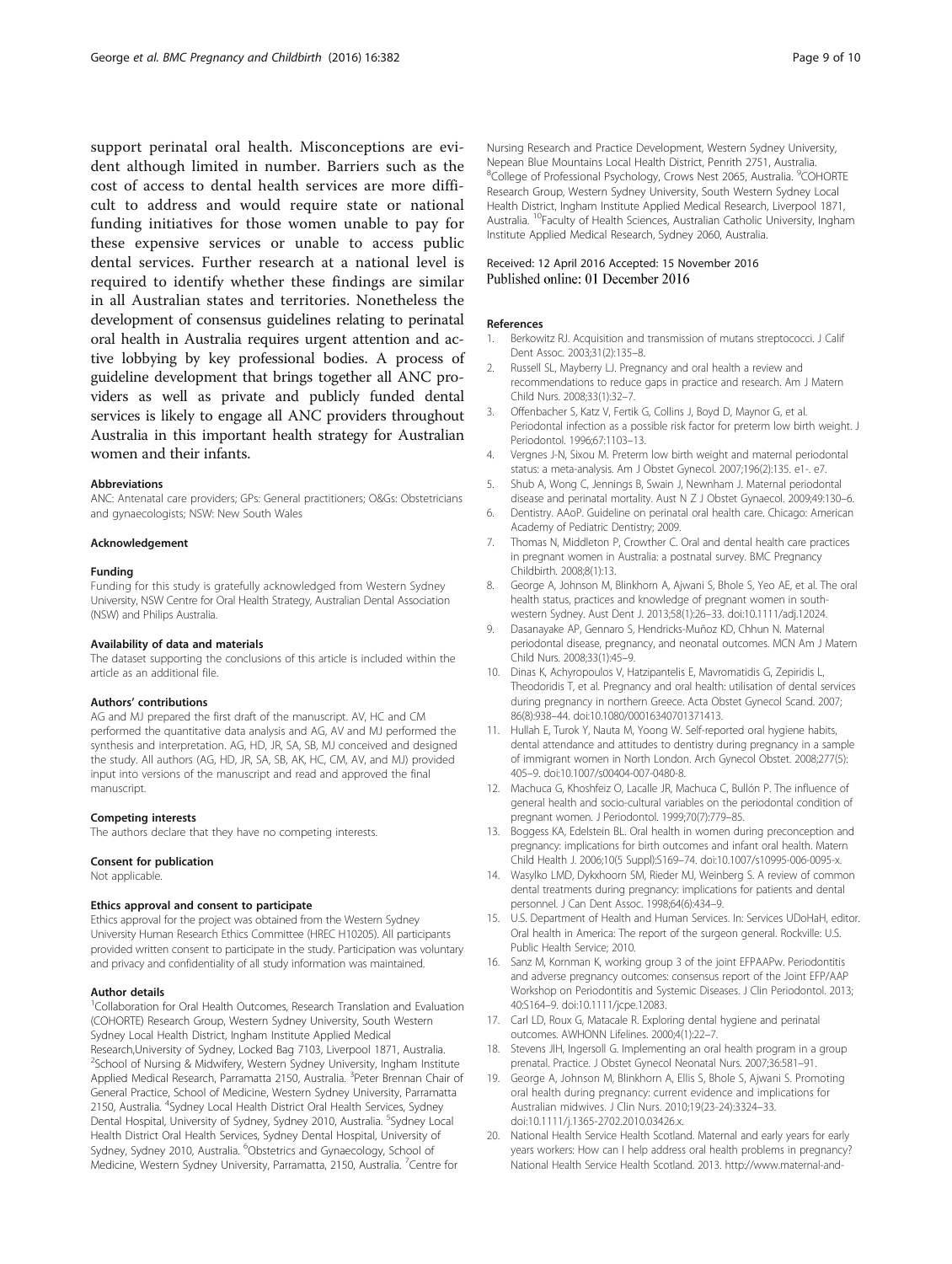support perinatal oral health. Misconceptions are evident although limited in number. Barriers such as the cost of access to dental health services are more difficult to address and would require state or national funding initiatives for those women unable to pay for these expensive services or unable to access public dental services. Further research at a national level is required to identify whether these findings are similar in all Australian states and territories. Nonetheless the development of consensus guidelines relating to perinatal oral health in Australia requires urgent attention and active lobbying by key professional bodies. A process of guideline development that brings together all ANC providers as well as private and publicly funded dental services is likely to engage all ANC providers throughout Australia in this important health strategy for Australian women and their infants.

#### Abbreviations

ANC: Antenatal care providers; GPs: General practitioners; O&Gs: Obstetricians and gynaecologists; NSW: New South Wales

#### Acknowledgement

#### Funding

Funding for this study is gratefully acknowledged from Western Sydney University, NSW Centre for Oral Health Strategy, Australian Dental Association (NSW) and Philips Australia.

#### Availability of data and materials

The dataset supporting the conclusions of this article is included within the article as an additional file.

#### Authors' contributions

AG and MJ prepared the first draft of the manuscript. AV, HC and CM performed the quantitative data analysis and AG, AV and MJ performed the synthesis and interpretation. AG, HD, JR, SA, SB, MJ conceived and designed the study. All authors (AG, HD, JR, SA, SB, AK, HC, CM, AV, and MJ) provided input into versions of the manuscript and read and approved the final manuscript.

#### Competing interests

The authors declare that they have no competing interests.

#### Consent for publication

Not applicable.

#### Ethics approval and consent to participate

Ethics approval for the project was obtained from the Western Sydney University Human Research Ethics Committee (HREC H10205). All participants provided written consent to participate in the study. Participation was voluntary and privacy and confidentiality of all study information was maintained.

#### Author details

[1]Collaboration for Oral Health Outcomes, Research Translation and Evaluation (COHORTE) Research Group, Western Sydney University, South Western Sydney Local Health District, Ingham Institute Applied Medical Research,University of Sydney, Locked Bag 7103, Liverpool 1871, Australia. [2]School of Nursing & Midwifery, Western Sydney University, Ingham Institute Applied Medical Research, Parramatta 2150, Australia. [3]Peter Brennan Chair of General Practice, School of Medicine, Western Sydney University, Parramatta 2150, Australia. [4]Sydney Local Health District Oral Health Services, Sydney Dental Hospital, University of Sydney, Sydney 2010, Australia. [5]Sydney Local Health District Oral Health Services, Sydney Dental Hospital, University of Sydney, Sydney 2010, Australia. [6]Obstetrics and Gynaecology, School of Medicine, Western Sydney University, Parramatta, 2150, Australia. [7]Centre for Nursing Research and Practice Development, Western Sydney University, Nepean Blue Mountains Local Health District, Penrith 2751, Australia. [8]College of Professional Psychology, Crows Nest 2065, Australia. [9]COHORTE Research Group, Western Sydney University, South Western Sydney Local Health District, Ingham Institute Applied Medical Research, Liverpool 1871, Australia. [10]Faculty of Health Sciences, Australian Catholic University, Ingham Institute Applied Medical Research, Sydney 2060, Australia.

Received: 12 April 2016 Accepted: 15 November 2016
Published online: 01 December 2016

#### References

1. Berkowitz RJ. Acquisition and transmission of mutans streptococci. J Calif Dent Assoc. 2003;31(2):135–8.
2. Russell SL, Mayberry LJ. Pregnancy and oral health a review and recommendations to reduce gaps in practice and research. Am J Matern Child Nurs. 2008;33(1):32–7.
3. Offenbacher S, Katz V, Fertik G, Collins J, Boyd D, Maynor G, et al. Periodontal infection as a possible risk factor for preterm low birth weight. J Periodontol. 1996;67:1103–13.
4. Vergnes J-N, Sixou M. Preterm low birth weight and maternal periodontal status: a meta-analysis. Am J Obstet Gynecol. 2007;196(2):135. e1-. e7.
5. Shub A, Wong C, Jennings B, Swain J, Newnham J. Maternal periodontal disease and perinatal mortality. Aust N Z J Obstet Gynaecol. 2009;49:130–6.
6. Dentistry. AAoP. Guideline on perinatal oral health care. Chicago: American Academy of Pediatric Dentistry; 2009.
7. Thomas N, Middleton P, Crowther C. Oral and dental health care practices in pregnant women in Australia: a postnatal survey. BMC Pregnancy Childbirth. 2008;8(1):13.
8. George A, Johnson M, Blinkhorn A, Ajwani S, Bhole S, Yeo AE, et al. The oral health status, practices and knowledge of pregnant women in south-western Sydney. Aust Dent J. 2013;58(1):26–33. doi:10.1111/adj.12024.
9. Dasanayake AP, Gennaro S, Hendricks-Muñoz KD, Chhun N. Maternal periodontal disease, pregnancy, and neonatal outcomes. MCN Am J Matern Child Nurs. 2008;33(1):45–9.
10. Dinas K, Achyropoulos V, Hatzipantelis E, Mavromatidis G, Zepiridis L, Theodoridis T, et al. Pregnancy and oral health: utilisation of dental services during pregnancy in northern Greece. Acta Obstet Gynecol Scand. 2007; 86(8):938–44. doi:10.1080/00016340701371413.
11. Hullah E, Turok Y, Nauta M, Yoong W. Self-reported oral hygiene habits, dental attendance and attitudes to dentistry during pregnancy in a sample of immigrant women in North London. Arch Gynecol Obstet. 2008;277(5): 405–9. doi:10.1007/s00404-007-0480-8.
12. Machuca G, Khoshfeiz O, Lacalle JR, Machuca C, Bullón P. The influence of general health and socio-cultural variables on the periodontal condition of pregnant women. J Periodontol. 1999;70(7):779–85.
13. Boggess KA, Edelstein BL. Oral health in women during preconception and pregnancy: implications for birth outcomes and infant oral health. Matern Child Health J. 2006;10(5 Suppl):S169–74. doi:10.1007/s10995-006-0095-x.
14. Wasylko LMD, Dykxhoorn SM, Rieder MJ, Weinberg S. A review of common dental treatments during pregnancy: implications for patients and dental personnel. J Can Dent Assoc. 1998;64(6):434–9.
15. U.S. Department of Health and Human Services. In: Services UDoHaH, editor. Oral health in America: The report of the surgeon general. Rockville: U.S. Public Health Service; 2010.
16. Sanz M, Kornman K, working group 3 of the joint EFPAAPw. Periodontitis and adverse pregnancy outcomes: consensus report of the Joint EFP/AAP Workshop on Periodontitis and Systemic Diseases. J Clin Periodontol. 2013; 40:S164–9. doi:10.1111/jcpe.12083.
17. Carl LD, Roux G, Matacale R. Exploring dental hygiene and perinatal outcomes. AWHONN Lifelines. 2000;4(1):22–7.
18. Stevens JIH, Ingersoll G. Implementing an oral health program in a group prenatal. Practice. J Obstet Gynecol Neonatal Nurs. 2007;36:581–91.
19. George A, Johnson M, Blinkhorn A, Ellis S, Bhole S, Ajwani S. Promoting oral health during pregnancy: current evidence and implications for Australian midwives. J Clin Nurs. 2010;19(23-24):3324–33. doi:10.1111/j.1365-2702.2010.03426.x.
20. National Health Service Health Scotland. Maternal and early years for early years workers: How can I help address oral health problems in pregnancy? National Health Service Health Scotland. 2013. http://www.maternal-and-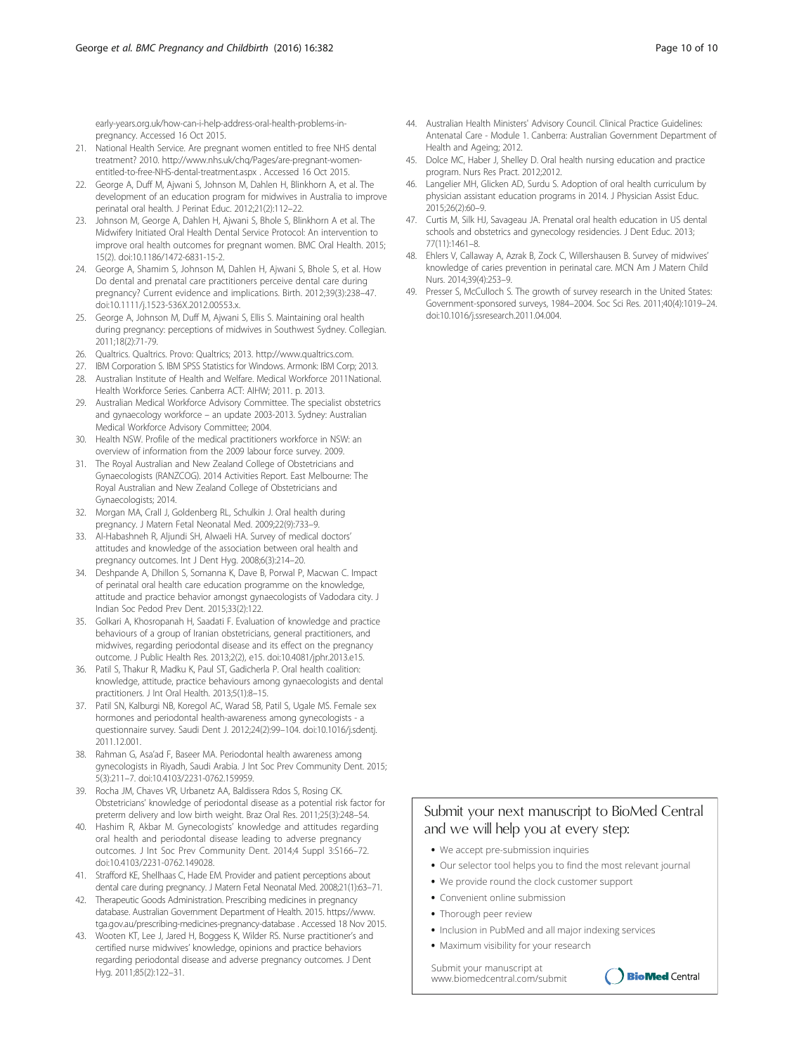early-years.org.uk/how-can-i-help-address-oral-health-problems-in-pregnancy. Accessed 16 Oct 2015.

21. National Health Service. Are pregnant women entitled to free NHS dental treatment? 2010. http://www.nhs.uk/chq/Pages/are-pregnant-women-entitled-to-free-NHS-dental-treatment.aspx . Accessed 16 Oct 2015.
22. George A, Duff M, Ajwani S, Johnson M, Dahlen H, Blinkhorn A, et al. The development of an education program for midwives in Australia to improve perinatal oral health. J Perinat Educ. 2012;21(2):112–22.
23. Johnson M, George A, Dahlen H, Ajwani S, Bhole S, Blinkhorn A et al. The Midwifery Initiated Oral Health Dental Service Protocol: An intervention to improve oral health outcomes for pregnant women. BMC Oral Health. 2015; 15(2). doi:10.1186/1472-6831-15-2.
24. George A, Shamim S, Johnson M, Dahlen H, Ajwani S, Bhole S, et al. How Do dental and prenatal care practitioners perceive dental care during pregnancy? Current evidence and implications. Birth. 2012;39(3):238–47. doi:10.1111/j.1523-536X.2012.00553.x.
25. George A, Johnson M, Duff M, Ajwani S, Ellis S. Maintaining oral health during pregnancy: perceptions of midwives in Southwest Sydney. Collegian. 2011;18(2):71-79.
26. Qualtrics. Qualtrics. Provo: Qualtrics; 2013. http://www.qualtrics.com.
27. IBM Corporation S. IBM SPSS Statistics for Windows. Armonk: IBM Corp; 2013.
28. Australian Institute of Health and Welfare. Medical Workforce 2011National. Health Workforce Series. Canberra ACT: AIHW; 2011. p. 2013.
29. Australian Medical Workforce Advisory Committee. The specialist obstetrics and gynaecology workforce – an update 2003-2013. Sydney: Australian Medical Workforce Advisory Committee; 2004.
30. Health NSW. Profile of the medical practitioners workforce in NSW: an overview of information from the 2009 labour force survey. 2009.
31. The Royal Australian and New Zealand College of Obstetricians and Gynaecologists (RANZCOG). 2014 Activities Report. East Melbourne: The Royal Australian and New Zealand College of Obstetricians and Gynaecologists; 2014.
32. Morgan MA, Crall J, Goldenberg RL, Schulkin J. Oral health during pregnancy. J Matern Fetal Neonatal Med. 2009;22(9):733–9.
33. Al-Habashneh R, Aljundi SH, Alwaeli HA. Survey of medical doctors' attitudes and knowledge of the association between oral health and pregnancy outcomes. Int J Dent Hyg. 2008;6(3):214–20.
34. Deshpande A, Dhillon S, Somanna K, Dave B, Porwal P, Macwan C. Impact of perinatal oral health care education programme on the knowledge, attitude and practice behavior amongst gynaecologists of Vadodara city. J Indian Soc Pedod Prev Dent. 2015;33(2):122.
35. Golkari A, Khosropanah H, Saadati F. Evaluation of knowledge and practice behaviours of a group of Iranian obstetricians, general practitioners, and midwives, regarding periodontal disease and its effect on the pregnancy outcome. J Public Health Res. 2013;2(2), e15. doi:10.4081/jphr.2013.e15.
36. Patil S, Thakur R, Madku K, Paul ST, Gadicherla P. Oral health coalition: knowledge, attitude, practice behaviours among gynaecologists and dental practitioners. J Int Oral Health. 2013;5(1):8–15.
37. Patil SN, Kalburgi NB, Koregol AC, Warad SB, Patil S, Ugale MS. Female sex hormones and periodontal health-awareness among gynecologists - a questionnaire survey. Saudi Dent J. 2012;24(2):99–104. doi:10.1016/j.sdentj.2011.12.001.
38. Rahman G, Asa'ad F, Baseer MA. Periodontal health awareness among gynecologists in Riyadh, Saudi Arabia. J Int Soc Prev Community Dent. 2015; 5(3):211–7. doi:10.4103/2231-0762.159959.
39. Rocha JM, Chaves VR, Urbanetz AA, Baldissera Rdos S, Rosing CK. Obstetricians' knowledge of periodontal disease as a potential risk factor for preterm delivery and low birth weight. Braz Oral Res. 2011;25(3):248–54.
40. Hashim R, Akbar M. Gynecologists' knowledge and attitudes regarding oral health and periodontal disease leading to adverse pregnancy outcomes. J Int Soc Prev Community Dent. 2014;4 Suppl 3:S166–72. doi:10.4103/2231-0762.149028.
41. Strafford KE, Shellhaas C, Hade EM. Provider and patient perceptions about dental care during pregnancy. J Matern Fetal Neonatal Med. 2008;21(1):63–71.
42. Therapeutic Goods Administration. Prescribing medicines in pregnancy database. Australian Government Department of Health. 2015. https://www.tga.gov.au/prescribing-medicines-pregnancy-database . Accessed 18 Nov 2015.
43. Wooten KT, Lee J, Jared H, Boggess K, Wilder RS. Nurse practitioner's and certified nurse midwives' knowledge, opinions and practice behaviors regarding periodontal disease and adverse pregnancy outcomes. J Dent Hyg. 2011;85(2):122–31.
44. Australian Health Ministers' Advisory Council. Clinical Practice Guidelines: Antenatal Care - Module 1. Canberra: Australian Government Department of Health and Ageing; 2012.
45. Dolce MC, Haber J, Shelley D. Oral health nursing education and practice program. Nurs Res Pract. 2012;2012.
46. Langelier MH, Glicken AD, Surdu S. Adoption of oral health curriculum by physician assistant education programs in 2014. J Physician Assist Educ. 2015;26(2):60–9.
47. Curtis M, Silk HJ, Savageau JA. Prenatal oral health education in US dental schools and obstetrics and gynecology residencies. J Dent Educ. 2013; 77(11):1461–8.
48. Ehlers V, Callaway A, Azrak B, Zock C, Willershausen B. Survey of midwives' knowledge of caries prevention in perinatal care. MCN Am J Matern Child Nurs. 2014;39(4):253–9.
49. Presser S, McCulloch S. The growth of survey research in the United States: Government-sponsored surveys, 1984–2004. Soc Sci Res. 2011;40(4):1019–24. doi:10.1016/j.ssresearch.2011.04.004.

Submit your next manuscript to BioMed Central and we will help you at every step:

- We accept pre-submission inquiries
- Our selector tool helps you to find the most relevant journal
- We provide round the clock customer support
- Convenient online submission
- Thorough peer review
- Inclusion in PubMed and all major indexing services
- Maximum visibility for your research

Submit your manuscript at www.biomedcentral.com/submit

BioMed Central